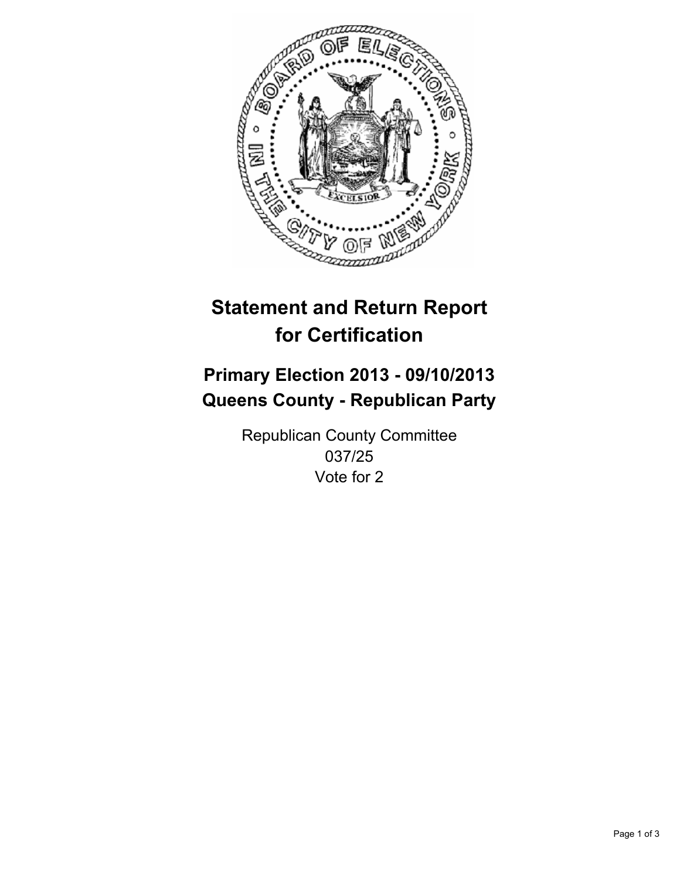# Statement and Return Report for Certification

## Primary Election 2013 - 09/10/2013
## Queens County - Republican Party

Republican County Committee
037/25
Vote for 2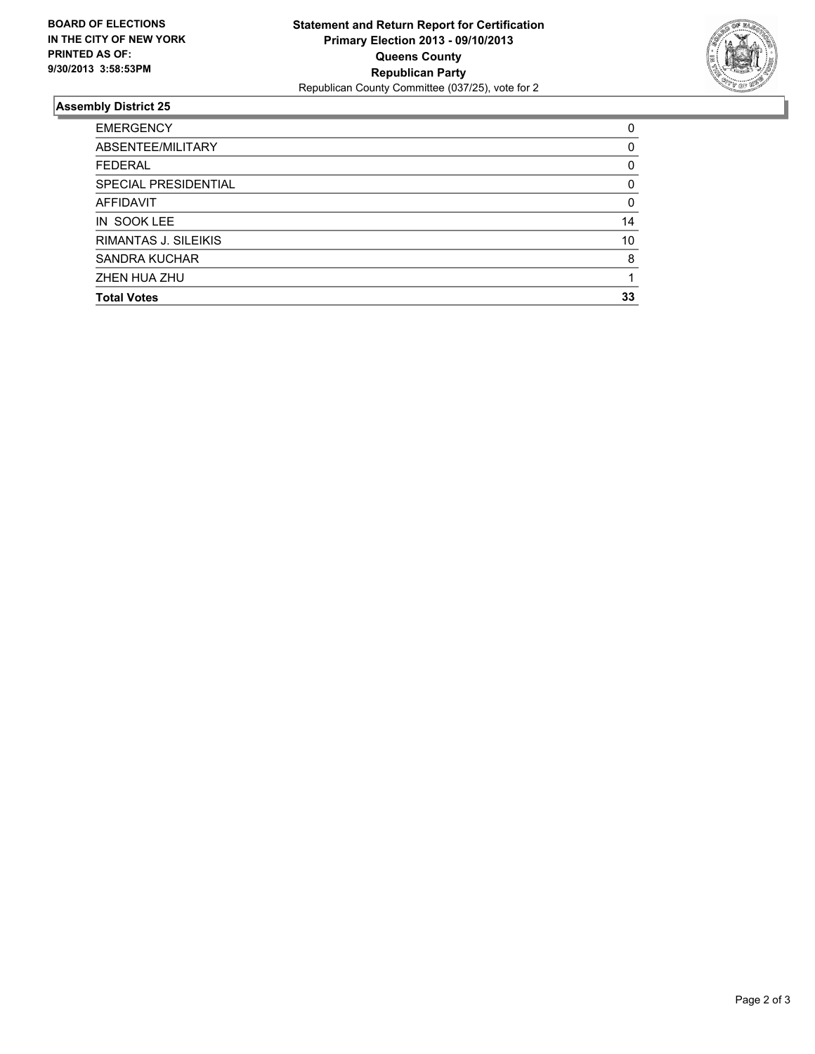**BOARD OF ELECTIONS**
**IN THE CITY OF NEW YORK**
**PRINTED AS OF:**
**9/30/2013 3:58:53PM**

**Statement and Return Report for Certification**
**Primary Election 2013 - 09/10/2013**
**Queens County**
**Republican Party**
Republican County Committee (037/25), vote for 2

### Assembly District 25

| | |
|---|---|
| EMERGENCY | 0 |
| ABSENTEE/MILITARY | 0 |
| FEDERAL | 0 |
| SPECIAL PRESIDENTIAL | 0 |
| AFFIDAVIT | 0 |
| IN SOOK LEE | 14 |
| RIMANTAS J. SILEIKIS | 10 |
| SANDRA KUCHAR | 8 |
| ZHEN HUA ZHU | 1 |
| **Total Votes** | **33** |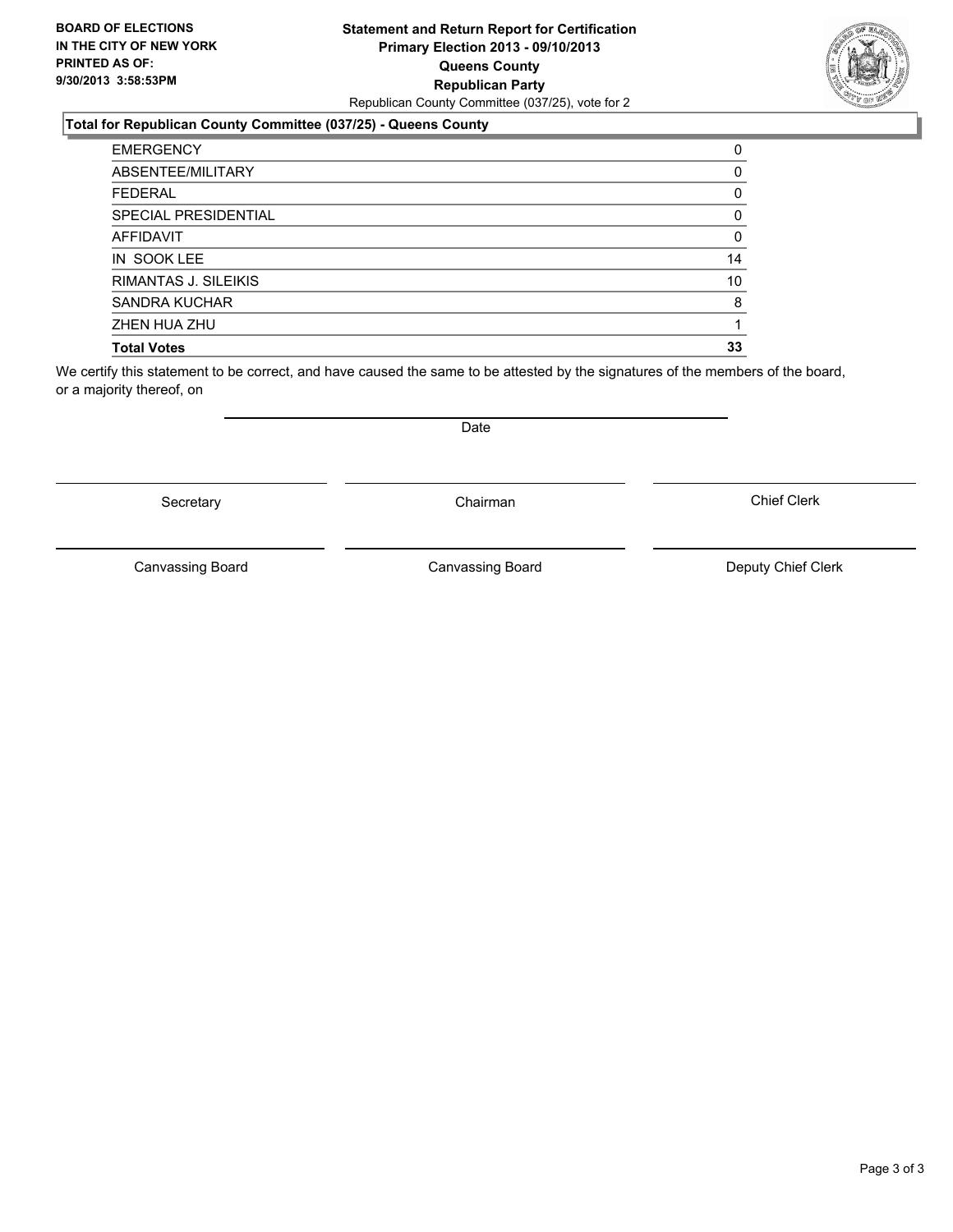**BOARD OF ELECTIONS IN THE CITY OF NEW YORK PRINTED AS OF: 9/30/2013 3:58:53PM**

**Statement and Return Report for Certification**
**Primary Election 2013 - 09/10/2013**
**Queens County**
**Republican Party**
Republican County Committee (037/25), vote for 2

### Total for Republican County Committee (037/25) - Queens County

| | |
|---|---|
| EMERGENCY | 0 |
| ABSENTEE/MILITARY | 0 |
| FEDERAL | 0 |
| SPECIAL PRESIDENTIAL | 0 |
| AFFIDAVIT | 0 |
| IN SOOK LEE | 14 |
| RIMANTAS J. SILEIKIS | 10 |
| SANDRA KUCHAR | 8 |
| ZHEN HUA ZHU | 1 |
| **Total Votes** | **33** |

We certify this statement to be correct, and have caused the same to be attested by the signatures of the members of the board, or a majority thereof, on

Date

Secretary

Chairman

Chief Clerk

Canvassing Board

Canvassing Board

Deputy Chief Clerk